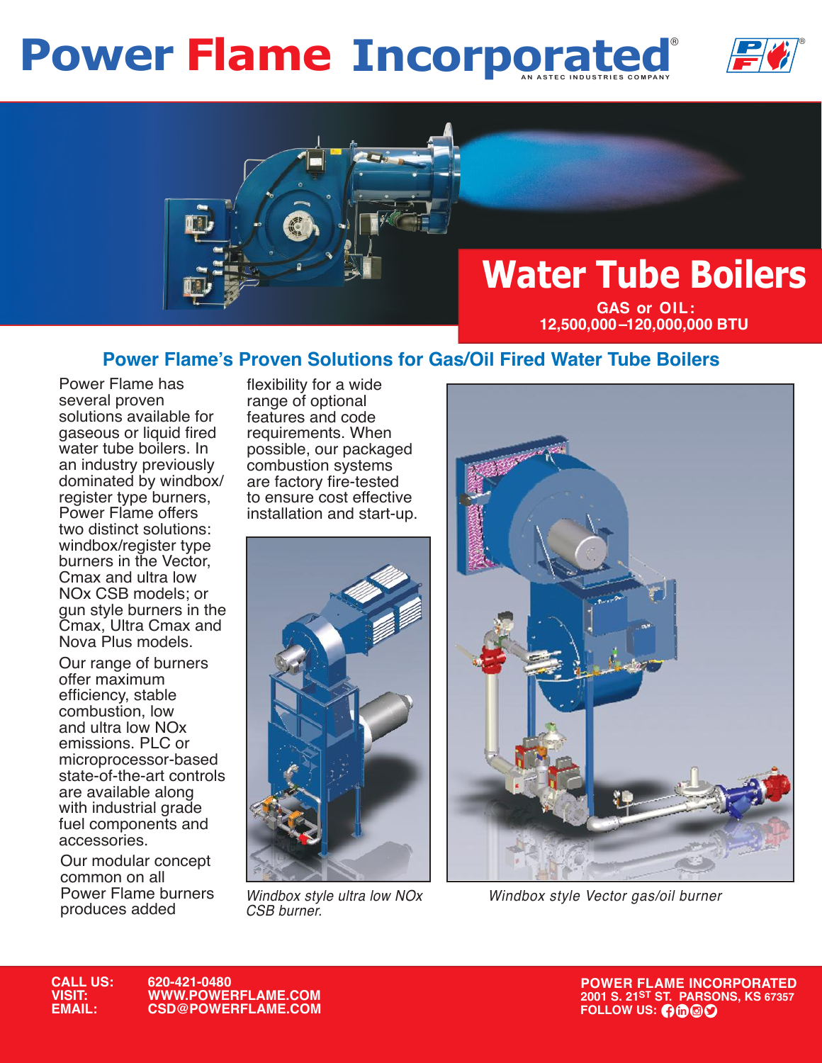# Power Flame Incorporated®

AN ASTEC INDUSTRIES COMPANY

## Water Tube Boilers

**GAS or OIL: 12,500,000–120,000,000 BTU**

## Power Flame's Proven Solutions for Gas/Oil Fired Water Tube Boilers

Power Flame has several proven solutions available for gaseous or liquid fired water tube boilers. In an industry previously dominated by windbox/register type burners, Power Flame offers two distinct solutions: windbox/register type burners in the Vector, Cmax and ultra low NOx CSB models; or gun style burners in the Cmax, Ultra Cmax and Nova Plus models.

Our range of burners offer maximum efficiency, stable combustion, low and ultra low NOx emissions. PLC or microprocessor-based state-of-the-art controls are available along with industrial grade fuel components and accessories.

Our modular concept common on all Power Flame burners produces added flexibility for a wide range of optional features and code requirements. When possible, our packaged combustion systems are factory fire-tested to ensure cost effective installation and start-up.

*Windbox style ultra low NOx CSB burner.*

*Windbox style Vector gas/oil burner*

**CALL US:** 620-421-0480
**VISIT:** WWW.POWERFLAME.COM
**EMAIL:** CSD@POWERFLAME.COM

**POWER FLAME INCORPORATED**
2001 S. 21ST ST. PARSONS, KS 67357
FOLLOW US: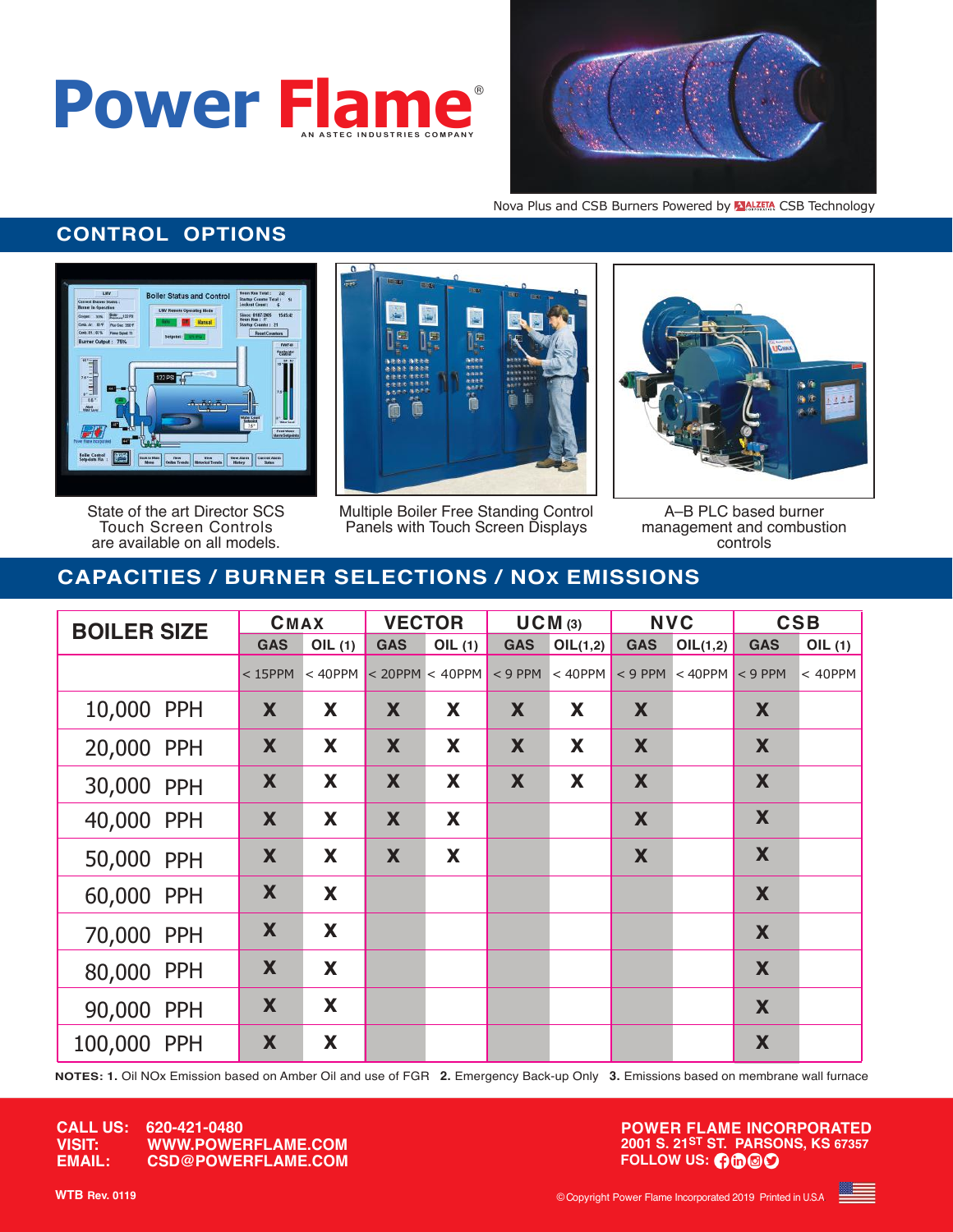# Power Flame®

AN ASTEC INDUSTRIES COMPANY

Nova Plus and CSB Burners Powered by ALZETA CSB Technology

## CONTROL OPTIONS

State of the art Director SCS Touch Screen Controls are available on all models.

Multiple Boiler Free Standing Control Panels with Touch Screen Displays

A–B PLC based burner management and combustion controls

## CAPACITIES / BURNER SELECTIONS / NOx EMISSIONS

| BOILER SIZE | CMAX | | VECTOR | | UCM (3) | | NVC | | CSB | |
|---|---|---|---|---|---|---|---|---|---|---|
| | GAS | OIL (1) | GAS | OIL (1) | GAS | OIL(1,2) | GAS | OIL(1,2) | GAS | OIL (1) |
| | < 15PPM | < 40PPM | < 20PPM | < 40PPM | < 9 PPM | < 40PPM | < 9 PPM | < 40PPM | < 9 PPM | < 40PPM |
| 10,000 PPH | X | X | X | X | X | X | X | | X | |
| 20,000 PPH | X | X | X | X | X | X | X | | X | |
| 30,000 PPH | X | X | X | X | X | X | X | | X | |
| 40,000 PPH | X | X | X | X | | | X | | X | |
| 50,000 PPH | X | X | X | X | | | X | | X | |
| 60,000 PPH | X | X | | | | | | | X | |
| 70,000 PPH | X | X | | | | | | | X | |
| 80,000 PPH | X | X | | | | | | | X | |
| 90,000 PPH | X | X | | | | | | | X | |
| 100,000 PPH | X | X | | | | | | | X | |

**NOTES: 1.** Oil NOx Emission based on Amber Oil and use of FGR **2.** Emergency Back-up Only **3.** Emissions based on membrane wall furnace

**CALL US:** 620-421-0480
**VISIT:** WWW.POWERFLAME.COM
**EMAIL:** CSD@POWERFLAME.COM

**POWER FLAME INCORPORATED**
**2001 S. 21ST ST. PARSONS, KS 67357**
**FOLLOW US:**

WTB Rev. 0119

©Copyright Power Flame Incorporated 2019 Printed in U.S.A